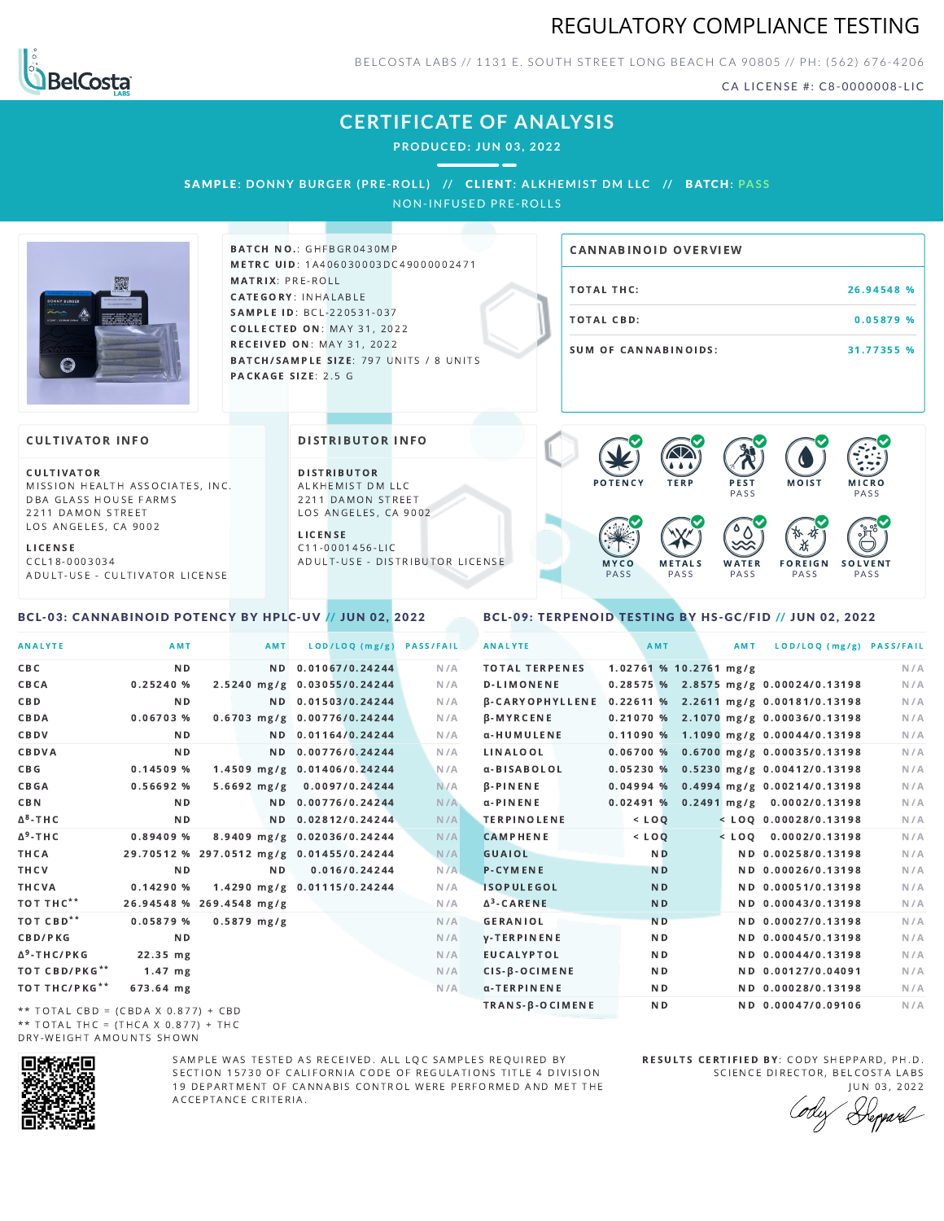# REGULATORY COMPLIANCE TESTING

BELCOSTA LABS // 1131 E. SOUTH STREET LONG BEACH CA 90805 // PH: (562) 676-4206

CA LICENSE #: C8-0000008-LIC

## CERTIFICATE OF ANALYSIS

**PRODUCED: JUN 03, 2022**

**SAMPLE:** DONNY BURGER (PRE-ROLL) // **CLIENT:** ALKHEMIST DM LLC // **BATCH:** PASS

NON-INFUSED PRE-ROLLS

**BATCH NO.:** GHFBGR0430MP
**METRC UID:** 1A406030003DC49000002471
**MATRIX:** PRE-ROLL
**CATEGORY:** INHALABLE
**SAMPLE ID:** BCL-220531-037
**COLLECTED ON:** MAY 31, 2022
**RECEIVED ON:** MAY 31, 2022
**BATCH/SAMPLE SIZE:** 797 UNITS / 8 UNITS
**PACKAGE SIZE:** 2.5 G

### CANNABINOID OVERVIEW

| | |
|---|---|
| TOTAL THC: | 26.94548 % |
| TOTAL CBD: | 0.05879 % |
| SUM OF CANNABINOIDS: | 31.77355 % |

### CULTIVATOR INFO

**CULTIVATOR**
MISSION HEALTH ASSOCIATES, INC.
DBA GLASS HOUSE FARMS
2211 DAMON STREET
LOS ANGELES, CA 9002

**LICENSE**
CCL18-0003034
ADULT-USE - CULTIVATOR LICENSE

### DISTRIBUTOR INFO

**DISTRIBUTOR**
ALKHEMIST DM LLC
2211 DAMON STREET
LOS ANGELES, CA 9002

**LICENSE**
C11-0001456-LIC
ADULT-USE - DISTRIBUTOR LICENSE

POTENCY | TERP | PEST PASS | MOIST | MICRO PASS | MYCO PASS | METALS PASS | WATER PASS | FOREIGN PASS | SOLVENT PASS

### BCL-03: CANNABINOID POTENCY BY HPLC-UV // JUN 02, 2022

| ANALYTE | AMT | AMT | LOD/LOQ (mg/g) | PASS/FAIL |
|---|---|---|---|---|
| CBC | ND | ND | 0.01067/0.24244 | N/A |
| CBCA | 0.25240 % | 2.5240 mg/g | 0.03055/0.24244 | N/A |
| CBD | ND | ND | 0.01503/0.24244 | N/A |
| CBDA | 0.06703 % | 0.6703 mg/g | 0.00776/0.24244 | N/A |
| CBDV | ND | ND | 0.01164/0.24244 | N/A |
| CBDVA | ND | ND | 0.00776/0.24244 | N/A |
| CBG | 0.14509 % | 1.4509 mg/g | 0.01406/0.24244 | N/A |
| CBGA | 0.56692 % | 5.6692 mg/g | 0.0097/0.24244 | N/A |
| CBN | ND | ND | 0.00776/0.24244 | N/A |
| Δ⁸-THC | ND | ND | 0.02812/0.24244 | N/A |
| Δ⁹-THC | 0.89409 % | 8.9409 mg/g | 0.02036/0.24244 | N/A |
| THCA | 29.70512 % | 297.0512 mg/g | 0.01455/0.24244 | N/A |
| THCV | ND | ND | 0.016/0.24244 | N/A |
| THCVA | 0.14290 % | 1.4290 mg/g | 0.01115/0.24244 | N/A |
| TOT THC** | 26.94548 % | 269.4548 mg/g | | N/A |
| TOT CBD** | 0.05879 % | 0.5879 mg/g | | N/A |
| CBD/PKG | ND | | | N/A |
| Δ⁹-THC/PKG | 22.35 mg | | | N/A |
| TOT CBD/PKG** | 1.47 mg | | | N/A |
| TOT THC/PKG** | 673.64 mg | | | N/A |

** TOTAL CBD = (CBDA X 0.877) + CBD
** TOTAL THC = (THCA X 0.877) + THC
DRY-WEIGHT AMOUNTS SHOWN

### BCL-09: TERPENOID TESTING BY HS-GC/FID // JUN 02, 2022

| ANALYTE | AMT | AMT | LOD/LOQ (mg/g) | PASS/FAIL |
|---|---|---|---|---|
| TOTAL TERPENES | 1.02761 % | 10.2761 mg/g | | N/A |
| D-LIMONENE | 0.28575 % | 2.8575 mg/g | 0.00024/0.13198 | N/A |
| β-CARYOPHYLLENE | 0.22611 % | 2.2611 mg/g | 0.00181/0.13198 | N/A |
| β-MYRCENE | 0.21070 % | 2.1070 mg/g | 0.00036/0.13198 | N/A |
| α-HUMULENE | 0.11090 % | 1.1090 mg/g | 0.00044/0.13198 | N/A |
| LINALOOL | 0.06700 % | 0.6700 mg/g | 0.00035/0.13198 | N/A |
| α-BISABOLOL | 0.05230 % | 0.5230 mg/g | 0.00412/0.13198 | N/A |
| β-PINENE | 0.04994 % | 0.4994 mg/g | 0.00214/0.13198 | N/A |
| α-PINENE | 0.02491 % | 0.2491 mg/g | 0.0002/0.13198 | N/A |
| TERPINOLENE | < LOQ | < LOQ | 0.00028/0.13198 | N/A |
| CAMPHENE | < LOQ | < LOQ | 0.0002/0.13198 | N/A |
| GUAIOL | ND | ND | 0.00258/0.13198 | N/A |
| P-CYMENE | ND | ND | 0.00026/0.13198 | N/A |
| ISOPULEGOL | ND | ND | 0.00051/0.13198 | N/A |
| Δ³-CARENE | ND | ND | 0.00043/0.13198 | N/A |
| GERANIOL | ND | ND | 0.00027/0.13198 | N/A |
| γ-TERPINENE | ND | ND | 0.00045/0.13198 | N/A |
| EUCALYPTOL | ND | ND | 0.00044/0.13198 | N/A |
| CIS-β-OCIMENE | ND | ND | 0.00127/0.04091 | N/A |
| α-TERPINENE | ND | ND | 0.00028/0.13198 | N/A |
| TRANS-β-OCIMENE | ND | ND | 0.00047/0.09106 | N/A |

SAMPLE WAS TESTED AS RECEIVED. ALL LQC SAMPLES REQUIRED BY SECTION 15730 OF CALIFORNIA CODE OF REGULATIONS TITLE 4 DIVISION 19 DEPARTMENT OF CANNABIS CONTROL WERE PERFORMED AND MET THE ACCEPTANCE CRITERIA.

**RESULTS CERTIFIED BY:** CODY SHEPPARD, PH.D.
SCIENCE DIRECTOR, BELCOSTA LABS
JUN 03, 2022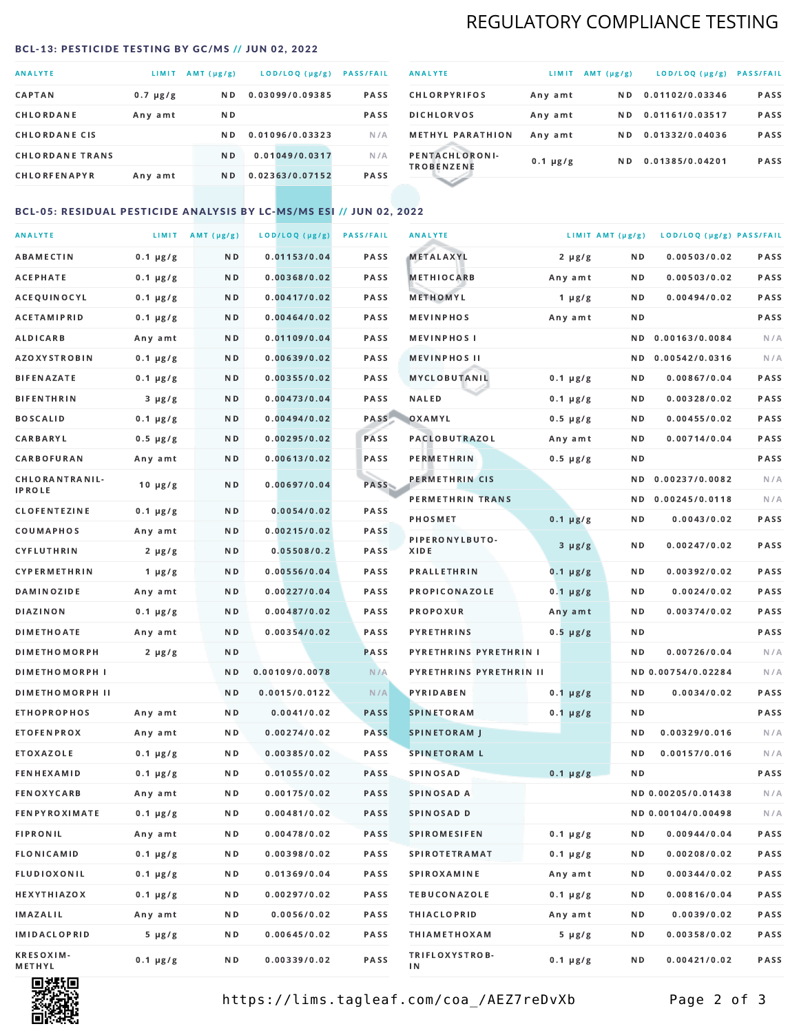## REGULATORY COMPLIANCE TESTING

### BCL-13: PESTICIDE TESTING BY GC/MS // JUN 02, 2022

| ANALYTE | LIMIT | AMT (µg/g) | LOD/LOQ (µg/g) | PASS/FAIL |
|---|---|---|---|---|
| CAPTAN | 0.7 µg/g | ND | 0.03099/0.09385 | PASS |
| CHLORDANE | Any amt | ND | | PASS |
| CHLORDANE CIS | | ND | 0.01096/0.03323 | N/A |
| CHLORDANE TRANS | | ND | 0.01049/0.0317 | N/A |
| CHLORFENAPYR | Any amt | ND | 0.02363/0.07152 | PASS |
| CHLORPYRIFOS | Any amt | ND | 0.01102/0.03346 | PASS |
| DICHLORVOS | Any amt | ND | 0.01161/0.03517 | PASS |
| METHYL PARATHION | Any amt | ND | 0.01332/0.04036 | PASS |
| PENTACHLORONITROBENZENE | 0.1 µg/g | ND | 0.01385/0.04201 | PASS |

### BCL-05: RESIDUAL PESTICIDE ANALYSIS BY LC-MS/MS ESI // JUN 02, 2022

| ANALYTE | LIMIT | AMT (µg/g) | LOD/LOQ (µg/g) | PASS/FAIL |
|---|---|---|---|---|
| ABAMECTIN | 0.1 µg/g | ND | 0.01153/0.04 | PASS |
| ACEPHATE | 0.1 µg/g | ND | 0.00368/0.02 | PASS |
| ACEQUINOCYL | 0.1 µg/g | ND | 0.00417/0.02 | PASS |
| ACETAMIPRID | 0.1 µg/g | ND | 0.00464/0.02 | PASS |
| ALDICARB | Any amt | ND | 0.01109/0.04 | PASS |
| AZOXYSTROBIN | 0.1 µg/g | ND | 0.00639/0.02 | PASS |
| BIFENAZATE | 0.1 µg/g | ND | 0.00355/0.02 | PASS |
| BIFENTHRIN | 3 µg/g | ND | 0.00473/0.04 | PASS |
| BOSCALID | 0.1 µg/g | ND | 0.00494/0.02 | PASS |
| CARBARYL | 0.5 µg/g | ND | 0.00295/0.02 | PASS |
| CARBOFURAN | Any amt | ND | 0.00613/0.02 | PASS |
| CHLORANTRANILIPROLE | 10 µg/g | ND | 0.00697/0.04 | PASS |
| CLOFENTEZINE | 0.1 µg/g | ND | 0.0054/0.02 | PASS |
| COUMAPHOS | Any amt | ND | 0.00215/0.02 | PASS |
| CYFLUTHRIN | 2 µg/g | ND | 0.05508/0.2 | PASS |
| CYPERMETHRIN | 1 µg/g | ND | 0.00556/0.04 | PASS |
| DAMINOZIDE | Any amt | ND | 0.00227/0.04 | PASS |
| DIAZINON | 0.1 µg/g | ND | 0.00487/0.02 | PASS |
| DIMETHOATE | Any amt | ND | 0.00354/0.02 | PASS |
| DIMETHOMORPH | 2 µg/g | ND | | PASS |
| DIMETHOMORPH I | | ND | 0.00109/0.0078 | N/A |
| DIMETHOMORPH II | | ND | 0.0015/0.0122 | N/A |
| ETHOPROPHOS | Any amt | ND | 0.0041/0.02 | PASS |
| ETOFENPROX | Any amt | ND | 0.00274/0.02 | PASS |
| ETOXAZOLE | 0.1 µg/g | ND | 0.00385/0.02 | PASS |
| FENHEXAMID | 0.1 µg/g | ND | 0.01055/0.02 | PASS |
| FENOXYCARB | Any amt | ND | 0.00175/0.02 | PASS |
| FENPYROXIMATE | 0.1 µg/g | ND | 0.00481/0.02 | PASS |
| FIPRONIL | Any amt | ND | 0.00478/0.02 | PASS |
| FLONICAMID | 0.1 µg/g | ND | 0.00398/0.02 | PASS |
| FLUDIOXONIL | 0.1 µg/g | ND | 0.01369/0.04 | PASS |
| HEXYTHIAZOX | 0.1 µg/g | ND | 0.00297/0.02 | PASS |
| IMAZALIL | Any amt | ND | 0.0056/0.02 | PASS |
| IMIDACLOPRID | 5 µg/g | ND | 0.00645/0.02 | PASS |
| KRESOXIM-METHYL | 0.1 µg/g | ND | 0.00339/0.02 | PASS |
| METALAXYL | 2 µg/g | ND | 0.00503/0.02 | PASS |
| METHIOCARB | Any amt | ND | 0.00503/0.02 | PASS |
| METHOMYL | 1 µg/g | ND | 0.00494/0.02 | PASS |
| MEVINPHOS | Any amt | ND | | PASS |
| MEVINPHOS I | | ND | 0.00163/0.0084 | N/A |
| MEVINPHOS II | | ND | 0.00542/0.0316 | N/A |
| MYCLOBUTANIL | 0.1 µg/g | ND | 0.00867/0.04 | PASS |
| NALED | 0.1 µg/g | ND | 0.00328/0.02 | PASS |
| OXAMYL | 0.5 µg/g | ND | 0.00455/0.02 | PASS |
| PACLOBUTRAZOL | Any amt | ND | 0.00714/0.04 | PASS |
| PERMETHRIN | 0.5 µg/g | ND | | PASS |
| PERMETHRIN CIS | | ND | 0.00237/0.0082 | N/A |
| PERMETHRIN TRANS | | ND | 0.00245/0.0118 | N/A |
| PHOSMET | 0.1 µg/g | ND | 0.0043/0.02 | PASS |
| PIPERONYLBUTOXIDE | 3 µg/g | ND | 0.00247/0.02 | PASS |
| PRALLETHRIN | 0.1 µg/g | ND | 0.00392/0.02 | PASS |
| PROPICONAZOLE | 0.1 µg/g | ND | 0.0024/0.02 | PASS |
| PROPOXUR | Any amt | ND | 0.00374/0.02 | PASS |
| PYRETHRINS | 0.5 µg/g | ND | | PASS |
| PYRETHRINS PYRETHRIN I | | ND | 0.00726/0.04 | N/A |
| PYRETHRINS PYRETHRIN II | | ND | 0.00754/0.02284 | N/A |
| PYRIDABEN | 0.1 µg/g | ND | 0.0034/0.02 | PASS |
| SPINETORAM | 0.1 µg/g | ND | | PASS |
| SPINETORAM J | | ND | 0.00329/0.016 | N/A |
| SPINETORAM L | | ND | 0.00157/0.016 | N/A |
| SPINOSAD | 0.1 µg/g | ND | | PASS |
| SPINOSAD A | | ND | 0.00205/0.01438 | N/A |
| SPINOSAD D | | ND | 0.00104/0.00498 | N/A |
| SPIROMESIFEN | 0.1 µg/g | ND | 0.00944/0.04 | PASS |
| SPIROTETRAMAT | 0.1 µg/g | ND | 0.00208/0.02 | PASS |
| SPIROXAMINE | Any amt | ND | 0.00344/0.02 | PASS |
| TEBUCONAZOLE | 0.1 µg/g | ND | 0.00816/0.04 | PASS |
| THIACLOPRID | Any amt | ND | 0.0039/0.02 | PASS |
| THIAMETHOXAM | 5 µg/g | ND | 0.00358/0.02 | PASS |
| TRIFLOXYSTROBIN | 0.1 µg/g | ND | 0.00421/0.02 | PASS |

https://lims.tagleaf.com/coa_/AEZ7reDvXb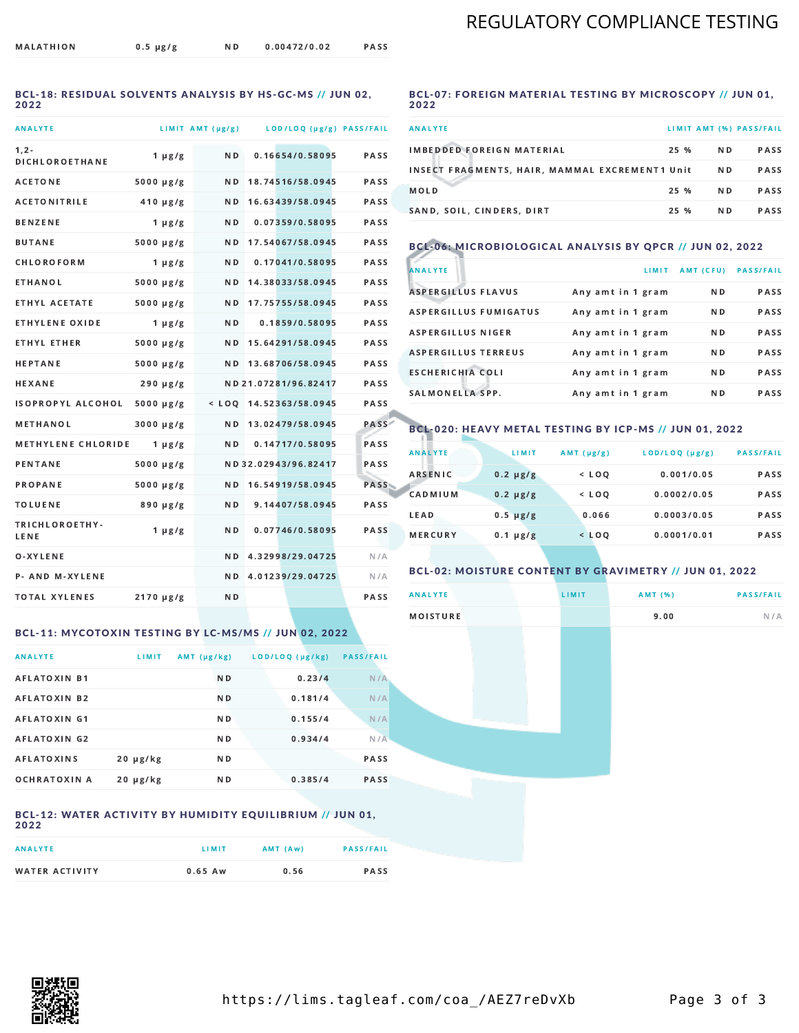| | | | | |
|---|---|---|---|---|
| MALATHION | 0.5 µg/g | ND | 0.00472/0.02 | PASS |

## BCL-18: RESIDUAL SOLVENTS ANALYSIS BY HS-GC-MS // JUN 02, 2022

| ANALYTE | LIMIT | AMT (µg/g) | LOD/LOQ (µg/g) | PASS/FAIL |
|---|---|---|---|---|
| 1,2-DICHLOROETHANE | 1 µg/g | ND | 0.16654/0.58095 | PASS |
| ACETONE | 5000 µg/g | ND | 18.74516/58.0945 | PASS |
| ACETONITRILE | 410 µg/g | ND | 16.63439/58.0945 | PASS |
| BENZENE | 1 µg/g | ND | 0.07359/0.58095 | PASS |
| BUTANE | 5000 µg/g | ND | 17.54067/58.0945 | PASS |
| CHLOROFORM | 1 µg/g | ND | 0.17041/0.58095 | PASS |
| ETHANOL | 5000 µg/g | ND | 14.38033/58.0945 | PASS |
| ETHYL ACETATE | 5000 µg/g | ND | 17.75755/58.0945 | PASS |
| ETHYLENE OXIDE | 1 µg/g | ND | 0.1859/0.58095 | PASS |
| ETHYL ETHER | 5000 µg/g | ND | 15.64291/58.0945 | PASS |
| HEPTANE | 5000 µg/g | ND | 13.68706/58.0945 | PASS |
| HEXANE | 290 µg/g | ND | 21.07281/96.82417 | PASS |
| ISOPROPYL ALCOHOL | 5000 µg/g | < LOQ | 14.52363/58.0945 | PASS |
| METHANOL | 3000 µg/g | ND | 13.02479/58.0945 | PASS |
| METHYLENE CHLORIDE | 1 µg/g | ND | 0.14717/0.58095 | PASS |
| PENTANE | 5000 µg/g | ND | 32.02943/96.82417 | PASS |
| PROPANE | 5000 µg/g | ND | 16.54919/58.0945 | PASS |
| TOLUENE | 890 µg/g | ND | 9.14407/58.0945 | PASS |
| TRICHLOROETHYLENE | 1 µg/g | ND | 0.07746/0.58095 | PASS |
| O-XYLENE | | ND | 4.32998/29.04725 | N/A |
| P- AND M-XYLENE | | ND | 4.01239/29.04725 | N/A |
| TOTAL XYLENES | 2170 µg/g | ND | | PASS |

## BCL-11: MYCOTOXIN TESTING BY LC-MS/MS // JUN 02, 2022

| ANALYTE | LIMIT | AMT (µg/kg) | LOD/LOQ (µg/kg) | PASS/FAIL |
|---|---|---|---|---|
| AFLATOXIN B1 | | ND | 0.23/4 | N/A |
| AFLATOXIN B2 | | ND | 0.181/4 | N/A |
| AFLATOXIN G1 | | ND | 0.155/4 | N/A |
| AFLATOXIN G2 | | ND | 0.934/4 | N/A |
| AFLATOXINS | 20 µg/kg | ND | | PASS |
| OCHRATOXIN A | 20 µg/kg | ND | 0.385/4 | PASS |

## BCL-12: WATER ACTIVITY BY HUMIDITY EQUILIBRIUM // JUN 01, 2022

| ANALYTE | LIMIT | AMT (Aw) | PASS/FAIL |
|---|---|---|---|
| WATER ACTIVITY | 0.65 Aw | 0.56 | PASS |

## BCL-07: FOREIGN MATERIAL TESTING BY MICROSCOPY // JUN 01, 2022

| ANALYTE | LIMIT | AMT (%) | PASS/FAIL |
|---|---|---|---|
| IMBEDDED FOREIGN MATERIAL | 25 % | ND | PASS |
| INSECT FRAGMENTS, HAIR, MAMMAL EXCREMENT | 1 Unit | ND | PASS |
| MOLD | 25 % | ND | PASS |
| SAND, SOIL, CINDERS, DIRT | 25 % | ND | PASS |

## BCL-06: MICROBIOLOGICAL ANALYSIS BY QPCR // JUN 02, 2022

| ANALYTE | LIMIT | AMT (CFU) | PASS/FAIL |
|---|---|---|---|
| ASPERGILLUS FLAVUS | Any amt in 1 gram | ND | PASS |
| ASPERGILLUS FUMIGATUS | Any amt in 1 gram | ND | PASS |
| ASPERGILLUS NIGER | Any amt in 1 gram | ND | PASS |
| ASPERGILLUS TERREUS | Any amt in 1 gram | ND | PASS |
| ESCHERICHIA COLI | Any amt in 1 gram | ND | PASS |
| SALMONELLA SPP. | Any amt in 1 gram | ND | PASS |

## BCL-020: HEAVY METAL TESTING BY ICP-MS // JUN 01, 2022

| ANALYTE | LIMIT | AMT (µg/g) | LOD/LOQ (µg/g) | PASS/FAIL |
|---|---|---|---|---|
| ARSENIC | 0.2 µg/g | < LOQ | 0.001/0.05 | PASS |
| CADMIUM | 0.2 µg/g | < LOQ | 0.0002/0.05 | PASS |
| LEAD | 0.5 µg/g | 0.066 | 0.0003/0.05 | PASS |
| MERCURY | 0.1 µg/g | < LOQ | 0.0001/0.01 | PASS |

## BCL-02: MOISTURE CONTENT BY GRAVIMETRY // JUN 01, 2022

| ANALYTE | LIMIT | AMT (%) | PASS/FAIL |
|---|---|---|---|
| MOISTURE | | 9.00 | N/A |

https://lims.tagleaf.com/coa_/AEZ7reDvXb